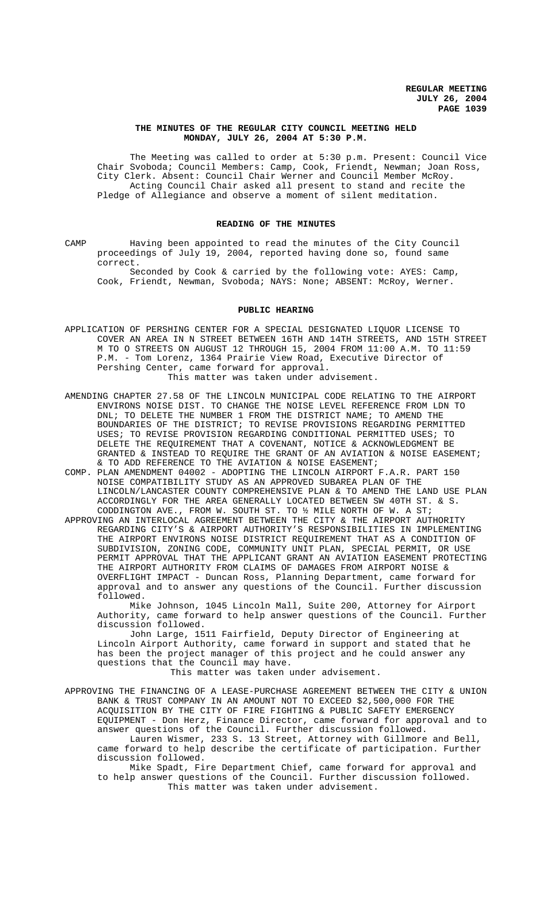**REGULAR MEETING**
**JULY 26, 2004**
**PAGE 1039**

## THE MINUTES OF THE REGULAR CITY COUNCIL MEETING HELD MONDAY, JULY 26, 2004 AT 5:30 P.M.

The Meeting was called to order at 5:30 p.m. Present: Council Vice Chair Svoboda; Council Members: Camp, Cook, Friendt, Newman; Joan Ross, City Clerk. Absent: Council Chair Werner and Council Member McRoy.

Acting Council Chair asked all present to stand and recite the Pledge of Allegiance and observe a moment of silent meditation.

## READING OF THE MINUTES

CAMP Having been appointed to read the minutes of the City Council proceedings of July 19, 2004, reported having done so, found same correct.

Seconded by Cook & carried by the following vote: AYES: Camp, Cook, Friendt, Newman, Svoboda; NAYS: None; ABSENT: McRoy, Werner.

## PUBLIC HEARING

APPLICATION OF PERSHING CENTER FOR A SPECIAL DESIGNATED LIQUOR LICENSE TO COVER AN AREA IN N STREET BETWEEN 16TH AND 14TH STREETS, AND 15TH STREET M TO O STREETS ON AUGUST 12 THROUGH 15, 2004 FROM 11:00 A.M. TO 11:59 P.M. - Tom Lorenz, 1364 Prairie View Road, Executive Director of Pershing Center, came forward for approval.

This matter was taken under advisement.

AMENDING CHAPTER 27.58 OF THE LINCOLN MUNICIPAL CODE RELATING TO THE AIRPORT ENVIRONS NOISE DIST. TO CHANGE THE NOISE LEVEL REFERENCE FROM LDN TO DNL; TO DELETE THE NUMBER 1 FROM THE DISTRICT NAME; TO AMEND THE BOUNDARIES OF THE DISTRICT; TO REVISE PROVISIONS REGARDING PERMITTED USES; TO REVISE PROVISION REGARDING CONDITIONAL PERMITTED USES; TO DELETE THE REQUIREMENT THAT A COVENANT, NOTICE & ACKNOWLEDGMENT BE GRANTED & INSTEAD TO REQUIRE THE GRANT OF AN AVIATION & NOISE EASEMENT; & TO ADD REFERENCE TO THE AVIATION & NOISE EASEMENT;

COMP. PLAN AMENDMENT 04002 - ADOPTING THE LINCOLN AIRPORT F.A.R. PART 150 NOISE COMPATIBILITY STUDY AS AN APPROVED SUBAREA PLAN OF THE LINCOLN/LANCASTER COUNTY COMPREHENSIVE PLAN & TO AMEND THE LAND USE PLAN ACCORDINGLY FOR THE AREA GENERALLY LOCATED BETWEEN SW 40TH ST. & S. CODDINGTON AVE., FROM W. SOUTH ST. TO ½ MILE NORTH OF W. A ST;

APPROVING AN INTERLOCAL AGREEMENT BETWEEN THE CITY & THE AIRPORT AUTHORITY REGARDING CITY'S & AIRPORT AUTHORITY'S RESPONSIBILITIES IN IMPLEMENTING THE AIRPORT ENVIRONS NOISE DISTRICT REQUIREMENT THAT AS A CONDITION OF SUBDIVISION, ZONING CODE, COMMUNITY UNIT PLAN, SPECIAL PERMIT, OR USE PERMIT APPROVAL THAT THE APPLICANT GRANT AN AVIATION EASEMENT PROTECTING THE AIRPORT AUTHORITY FROM CLAIMS OF DAMAGES FROM AIRPORT NOISE & OVERFLIGHT IMPACT - Duncan Ross, Planning Department, came forward for approval and to answer any questions of the Council. Further discussion followed.

Mike Johnson, 1045 Lincoln Mall, Suite 200, Attorney for Airport Authority, came forward to help answer questions of the Council. Further discussion followed.

John Large, 1511 Fairfield, Deputy Director of Engineering at Lincoln Airport Authority, came forward in support and stated that he has been the project manager of this project and he could answer any questions that the Council may have.

This matter was taken under advisement.

APPROVING THE FINANCING OF A LEASE-PURCHASE AGREEMENT BETWEEN THE CITY & UNION BANK & TRUST COMPANY IN AN AMOUNT NOT TO EXCEED $2,500,000 FOR THE ACQUISITION BY THE CITY OF FIRE FIGHTING & PUBLIC SAFETY EMERGENCY EQUIPMENT - Don Herz, Finance Director, came forward for approval and to answer questions of the Council. Further discussion followed.

Lauren Wismer, 233 S. 13 Street, Attorney with Gillmore and Bell, came forward to help describe the certificate of participation. Further discussion followed.

Mike Spadt, Fire Department Chief, came forward for approval and to help answer questions of the Council. Further discussion followed.

This matter was taken under advisement.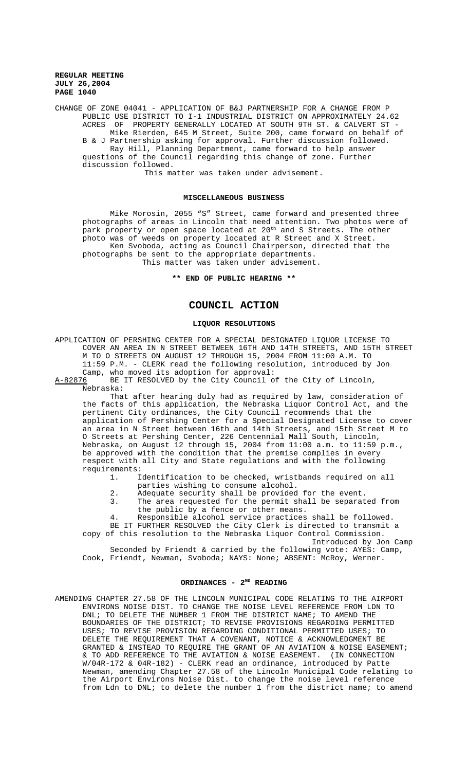CHANGE OF ZONE 04041 - APPLICATION OF B&J PARTNERSHIP FOR A CHANGE FROM P PUBLIC USE DISTRICT TO I-1 INDUSTRIAL DISTRICT ON APPROXIMATELY 24.62 ACRES OF PROPERTY GENERALLY LOCATED AT SOUTH 9TH ST. & CALVERT ST - Mike Rierden, 645 M Street, Suite 200, came forward on behalf of B & J Partnership asking for approval. Further discussion followed. Ray Hill, Planning Department, came forward to help answer questions of the Council regarding this change of zone. Further discussion followed.

This matter was taken under advisement.

## MISCELLANEOUS BUSINESS

Mike Morosin, 2055 "S" Street, came forward and presented three photographs of areas in Lincoln that need attention. Two photos were of park property or open space located at 20th and S Streets. The other photo was of weeds on property located at R Street and X Street.

Ken Svoboda, acting as Council Chairperson, directed that the photographs be sent to the appropriate departments.

This matter was taken under advisement.

**\*\* END OF PUBLIC HEARING \*\***

# COUNCIL ACTION

## LIQUOR RESOLUTIONS

APPLICATION OF PERSHING CENTER FOR A SPECIAL DESIGNATED LIQUOR LICENSE TO COVER AN AREA IN N STREET BETWEEN 16TH AND 14TH STREETS, AND 15TH STREET M TO O STREETS ON AUGUST 12 THROUGH 15, 2004 FROM 11:00 A.M. TO 11:59 P.M. - CLERK read the following resolution, introduced by Jon Camp, who moved its adoption for approval:

A-82876 BE IT RESOLVED by the City Council of the City of Lincoln, Nebraska:

That after hearing duly had as required by law, consideration of the facts of this application, the Nebraska Liquor Control Act, and the pertinent City ordinances, the City Council recommends that the application of Pershing Center for a Special Designated License to cover an area in N Street between 16th and 14th Streets, and 15th Street M to O Streets at Pershing Center, 226 Centennial Mall South, Lincoln, Nebraska, on August 12 through 15, 2004 from 11:00 a.m. to 11:59 p.m., be approved with the condition that the premise complies in every respect with all City and State regulations and with the following requirements:

1. Identification to be checked, wristbands required on all parties wishing to consume alcohol.
2. Adequate security shall be provided for the event.
3. The area requested for the permit shall be separated from the public by a fence or other means.
4. Responsible alcohol service practices shall be followed.

BE IT FURTHER RESOLVED the City Clerk is directed to transmit a copy of this resolution to the Nebraska Liquor Control Commission.

Introduced by Jon Camp

Seconded by Friendt & carried by the following vote: AYES: Camp, Cook, Friendt, Newman, Svoboda; NAYS: None; ABSENT: McRoy, Werner.

## ORDINANCES - 2ND READING

AMENDING CHAPTER 27.58 OF THE LINCOLN MUNICIPAL CODE RELATING TO THE AIRPORT ENVIRONS NOISE DIST. TO CHANGE THE NOISE LEVEL REFERENCE FROM LDN TO DNL; TO DELETE THE NUMBER 1 FROM THE DISTRICT NAME; TO AMEND THE BOUNDARIES OF THE DISTRICT; TO REVISE PROVISIONS REGARDING PERMITTED USES; TO REVISE PROVISION REGARDING CONDITIONAL PERMITTED USES; TO DELETE THE REQUIREMENT THAT A COVENANT, NOTICE & ACKNOWLEDGMENT BE GRANTED & INSTEAD TO REQUIRE THE GRANT OF AN AVIATION & NOISE EASEMENT; & TO ADD REFERENCE TO THE AVIATION & NOISE EASEMENT. (IN CONNECTION W/04R-172 & 04R-182) - CLERK read an ordinance, introduced by Patte Newman, amending Chapter 27.58 of the Lincoln Municipal Code relating to the Airport Environs Noise Dist. to change the noise level reference from Ldn to DNL; to delete the number 1 from the district name; to amend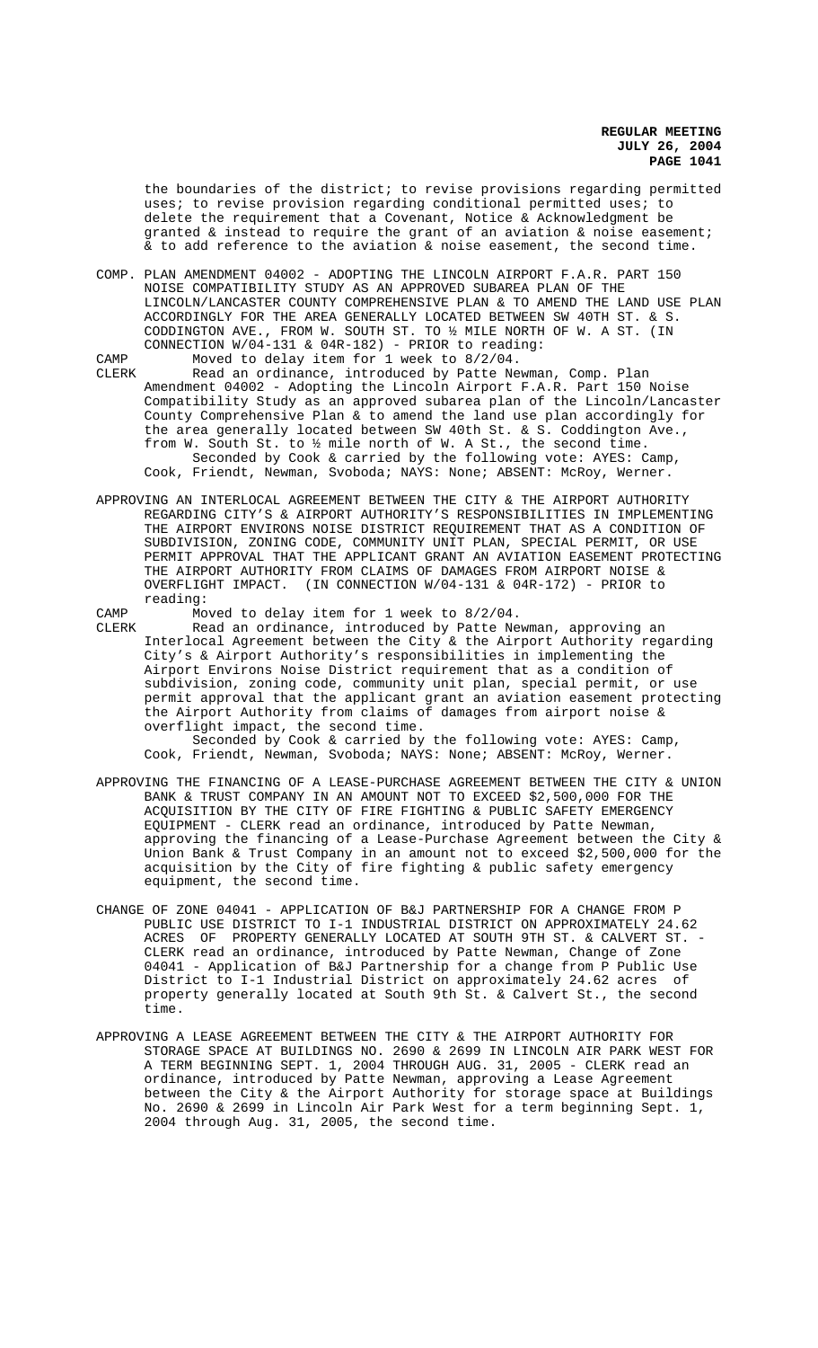the boundaries of the district; to revise provisions regarding permitted uses; to revise provision regarding conditional permitted uses; to delete the requirement that a Covenant, Notice & Acknowledgment be granted & instead to require the grant of an aviation & noise easement; & to add reference to the aviation & noise easement, the second time.

COMP. PLAN AMENDMENT 04002 - ADOPTING THE LINCOLN AIRPORT F.A.R. PART 150 NOISE COMPATIBILITY STUDY AS AN APPROVED SUBAREA PLAN OF THE LINCOLN/LANCASTER COUNTY COMPREHENSIVE PLAN & TO AMEND THE LAND USE PLAN ACCORDINGLY FOR THE AREA GENERALLY LOCATED BETWEEN SW 40TH ST. & S. CODDINGTON AVE., FROM W. SOUTH ST. TO ½ MILE NORTH OF W. A ST. (IN CONNECTION W/04-131 & 04R-182) - PRIOR to reading:

CAMP Moved to delay item for 1 week to 8/2/04.

CLERK Read an ordinance, introduced by Patte Newman, Comp. Plan Amendment 04002 - Adopting the Lincoln Airport F.A.R. Part 150 Noise Compatibility Study as an approved subarea plan of the Lincoln/Lancaster County Comprehensive Plan & to amend the land use plan accordingly for the area generally located between SW 40th St. & S. Coddington Ave., from W. South St. to ½ mile north of W. A St., the second time.

Seconded by Cook & carried by the following vote: AYES: Camp, Cook, Friendt, Newman, Svoboda; NAYS: None; ABSENT: McRoy, Werner.

APPROVING AN INTERLOCAL AGREEMENT BETWEEN THE CITY & THE AIRPORT AUTHORITY REGARDING CITY'S & AIRPORT AUTHORITY'S RESPONSIBILITIES IN IMPLEMENTING THE AIRPORT ENVIRONS NOISE DISTRICT REQUIREMENT THAT AS A CONDITION OF SUBDIVISION, ZONING CODE, COMMUNITY UNIT PLAN, SPECIAL PERMIT, OR USE PERMIT APPROVAL THAT THE APPLICANT GRANT AN AVIATION EASEMENT PROTECTING THE AIRPORT AUTHORITY FROM CLAIMS OF DAMAGES FROM AIRPORT NOISE & OVERFLIGHT IMPACT. (IN CONNECTION W/04-131 & 04R-172) - PRIOR to reading:

CAMP Moved to delay item for 1 week to 8/2/04.

CLERK Read an ordinance, introduced by Patte Newman, approving an Interlocal Agreement between the City & the Airport Authority regarding City's & Airport Authority's responsibilities in implementing the Airport Environs Noise District requirement that as a condition of subdivision, zoning code, community unit plan, special permit, or use permit approval that the applicant grant an aviation easement protecting the Airport Authority from claims of damages from airport noise & overflight impact, the second time.

Seconded by Cook & carried by the following vote: AYES: Camp, Cook, Friendt, Newman, Svoboda; NAYS: None; ABSENT: McRoy, Werner.

APPROVING THE FINANCING OF A LEASE-PURCHASE AGREEMENT BETWEEN THE CITY & UNION BANK & TRUST COMPANY IN AN AMOUNT NOT TO EXCEED $2,500,000 FOR THE ACQUISITION BY THE CITY OF FIRE FIGHTING & PUBLIC SAFETY EMERGENCY EQUIPMENT - CLERK read an ordinance, introduced by Patte Newman, approving the financing of a Lease-Purchase Agreement between the City & Union Bank & Trust Company in an amount not to exceed $2,500,000 for the acquisition by the City of fire fighting & public safety emergency equipment, the second time.

CHANGE OF ZONE 04041 - APPLICATION OF B&J PARTNERSHIP FOR A CHANGE FROM P PUBLIC USE DISTRICT TO I-1 INDUSTRIAL DISTRICT ON APPROXIMATELY 24.62 ACRES OF PROPERTY GENERALLY LOCATED AT SOUTH 9TH ST. & CALVERT ST. - CLERK read an ordinance, introduced by Patte Newman, Change of Zone 04041 - Application of B&J Partnership for a change from P Public Use District to I-1 Industrial District on approximately 24.62 acres of property generally located at South 9th St. & Calvert St., the second time.

APPROVING A LEASE AGREEMENT BETWEEN THE CITY & THE AIRPORT AUTHORITY FOR STORAGE SPACE AT BUILDINGS NO. 2690 & 2699 IN LINCOLN AIR PARK WEST FOR A TERM BEGINNING SEPT. 1, 2004 THROUGH AUG. 31, 2005 - CLERK read an ordinance, introduced by Patte Newman, approving a Lease Agreement between the City & the Airport Authority for storage space at Buildings No. 2690 & 2699 in Lincoln Air Park West for a term beginning Sept. 1, 2004 through Aug. 31, 2005, the second time.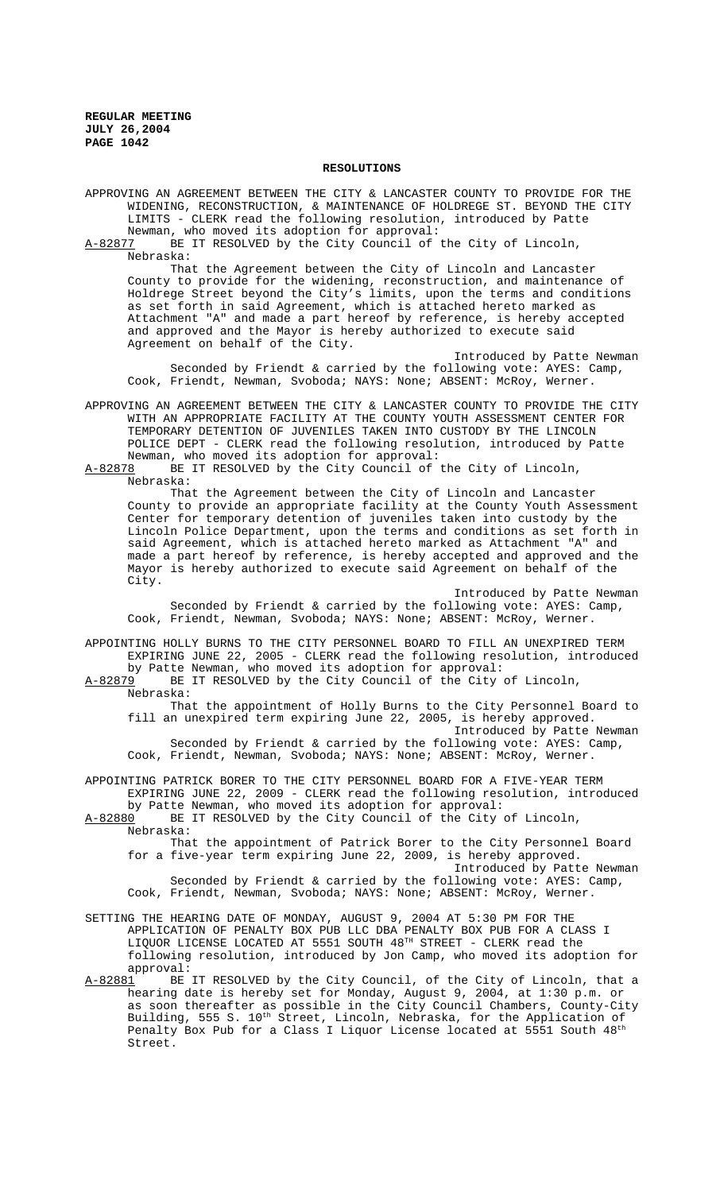## RESOLUTIONS

APPROVING AN AGREEMENT BETWEEN THE CITY & LANCASTER COUNTY TO PROVIDE FOR THE WIDENING, RECONSTRUCTION, & MAINTENANCE OF HOLDREGE ST. BEYOND THE CITY LIMITS - CLERK read the following resolution, introduced by Patte Newman, who moved its adoption for approval:

A-82877 BE IT RESOLVED by the City Council of the City of Lincoln, Nebraska:

That the Agreement between the City of Lincoln and Lancaster County to provide for the widening, reconstruction, and maintenance of Holdrege Street beyond the City's limits, upon the terms and conditions as set forth in said Agreement, which is attached hereto marked as Attachment "A" and made a part hereof by reference, is hereby accepted and approved and the Mayor is hereby authorized to execute said Agreement on behalf of the City.

Introduced by Patte Newman

Seconded by Friendt & carried by the following vote: AYES: Camp, Cook, Friendt, Newman, Svoboda; NAYS: None; ABSENT: McRoy, Werner.

APPROVING AN AGREEMENT BETWEEN THE CITY & LANCASTER COUNTY TO PROVIDE THE CITY WITH AN APPROPRIATE FACILITY AT THE COUNTY YOUTH ASSESSMENT CENTER FOR TEMPORARY DETENTION OF JUVENILES TAKEN INTO CUSTODY BY THE LINCOLN POLICE DEPT - CLERK read the following resolution, introduced by Patte Newman, who moved its adoption for approval:

A-82878 BE IT RESOLVED by the City Council of the City of Lincoln, Nebraska:

That the Agreement between the City of Lincoln and Lancaster County to provide an appropriate facility at the County Youth Assessment Center for temporary detention of juveniles taken into custody by the Lincoln Police Department, upon the terms and conditions as set forth in said Agreement, which is attached hereto marked as Attachment "A" and made a part hereof by reference, is hereby accepted and approved and the Mayor is hereby authorized to execute said Agreement on behalf of the City.

Introduced by Patte Newman

Seconded by Friendt & carried by the following vote: AYES: Camp, Cook, Friendt, Newman, Svoboda; NAYS: None; ABSENT: McRoy, Werner.

APPOINTING HOLLY BURNS TO THE CITY PERSONNEL BOARD TO FILL AN UNEXPIRED TERM EXPIRING JUNE 22, 2005 - CLERK read the following resolution, introduced by Patte Newman, who moved its adoption for approval:

A-82879 BE IT RESOLVED by the City Council of the City of Lincoln, Nebraska:

That the appointment of Holly Burns to the City Personnel Board to fill an unexpired term expiring June 22, 2005, is hereby approved.

Introduced by Patte Newman

Seconded by Friendt & carried by the following vote: AYES: Camp, Cook, Friendt, Newman, Svoboda; NAYS: None; ABSENT: McRoy, Werner.

APPOINTING PATRICK BORER TO THE CITY PERSONNEL BOARD FOR A FIVE-YEAR TERM EXPIRING JUNE 22, 2009 - CLERK read the following resolution, introduced by Patte Newman, who moved its adoption for approval:

A-82880 BE IT RESOLVED by the City Council of the City of Lincoln, Nebraska:

That the appointment of Patrick Borer to the City Personnel Board for a five-year term expiring June 22, 2009, is hereby approved.

Introduced by Patte Newman

Seconded by Friendt & carried by the following vote: AYES: Camp, Cook, Friendt, Newman, Svoboda; NAYS: None; ABSENT: McRoy, Werner.

SETTING THE HEARING DATE OF MONDAY, AUGUST 9, 2004 AT 5:30 PM FOR THE APPLICATION OF PENALTY BOX PUB LLC DBA PENALTY BOX PUB FOR A CLASS I LIQUOR LICENSE LOCATED AT 5551 SOUTH 48TH STREET - CLERK read the following resolution, introduced by Jon Camp, who moved its adoption for approval:

A-82881 BE IT RESOLVED by the City Council, of the City of Lincoln, that a hearing date is hereby set for Monday, August 9, 2004, at 1:30 p.m. or as soon thereafter as possible in the City Council Chambers, County-City Building, 555 S. 10th Street, Lincoln, Nebraska, for the Application of Penalty Box Pub for a Class I Liquor License located at 5551 South 48th Street.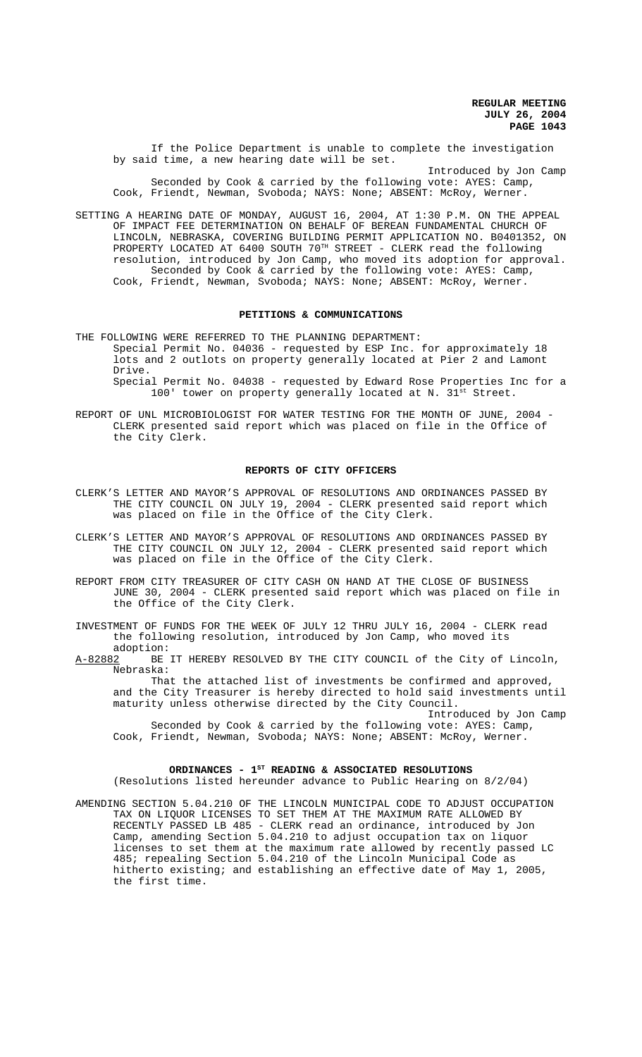If the Police Department is unable to complete the investigation by said time, a new hearing date will be set.

Introduced by Jon Camp

Seconded by Cook & carried by the following vote: AYES: Camp, Cook, Friendt, Newman, Svoboda; NAYS: None; ABSENT: McRoy, Werner.

SETTING A HEARING DATE OF MONDAY, AUGUST 16, 2004, AT 1:30 P.M. ON THE APPEAL OF IMPACT FEE DETERMINATION ON BEHALF OF BEREAN FUNDAMENTAL CHURCH OF LINCOLN, NEBRASKA, COVERING BUILDING PERMIT APPLICATION NO. B0401352, ON PROPERTY LOCATED AT 6400 SOUTH 70TH STREET - CLERK read the following resolution, introduced by Jon Camp, who moved its adoption for approval. Seconded by Cook & carried by the following vote: AYES: Camp, Cook, Friendt, Newman, Svoboda; NAYS: None; ABSENT: McRoy, Werner.

## PETITIONS & COMMUNICATIONS

THE FOLLOWING WERE REFERRED TO THE PLANNING DEPARTMENT:

Special Permit No. 04036 - requested by ESP Inc. for approximately 18 lots and 2 outlots on property generally located at Pier 2 and Lamont Drive.

Special Permit No. 04038 - requested by Edward Rose Properties Inc for a 100' tower on property generally located at N. 31st Street.

REPORT OF UNL MICROBIOLOGIST FOR WATER TESTING FOR THE MONTH OF JUNE, 2004 - CLERK presented said report which was placed on file in the Office of the City Clerk.

## REPORTS OF CITY OFFICERS

CLERK'S LETTER AND MAYOR'S APPROVAL OF RESOLUTIONS AND ORDINANCES PASSED BY THE CITY COUNCIL ON JULY 19, 2004 - CLERK presented said report which was placed on file in the Office of the City Clerk.

CLERK'S LETTER AND MAYOR'S APPROVAL OF RESOLUTIONS AND ORDINANCES PASSED BY THE CITY COUNCIL ON JULY 12, 2004 - CLERK presented said report which was placed on file in the Office of the City Clerk.

REPORT FROM CITY TREASURER OF CITY CASH ON HAND AT THE CLOSE OF BUSINESS JUNE 30, 2004 - CLERK presented said report which was placed on file in the Office of the City Clerk.

INVESTMENT OF FUNDS FOR THE WEEK OF JULY 12 THRU JULY 16, 2004 - CLERK read the following resolution, introduced by Jon Camp, who moved its adoption:

A-82882 BE IT HEREBY RESOLVED BY THE CITY COUNCIL of the City of Lincoln, Nebraska:

That the attached list of investments be confirmed and approved, and the City Treasurer is hereby directed to hold said investments until maturity unless otherwise directed by the City Council.

Introduced by Jon Camp

Seconded by Cook & carried by the following vote: AYES: Camp, Cook, Friendt, Newman, Svoboda; NAYS: None; ABSENT: McRoy, Werner.

## ORDINANCES - 1ST READING & ASSOCIATED RESOLUTIONS

(Resolutions listed hereunder advance to Public Hearing on 8/2/04)

AMENDING SECTION 5.04.210 OF THE LINCOLN MUNICIPAL CODE TO ADJUST OCCUPATION TAX ON LIQUOR LICENSES TO SET THEM AT THE MAXIMUM RATE ALLOWED BY RECENTLY PASSED LB 485 - CLERK read an ordinance, introduced by Jon Camp, amending Section 5.04.210 to adjust occupation tax on liquor licenses to set them at the maximum rate allowed by recently passed LC 485; repealing Section 5.04.210 of the Lincoln Municipal Code as hitherto existing; and establishing an effective date of May 1, 2005, the first time.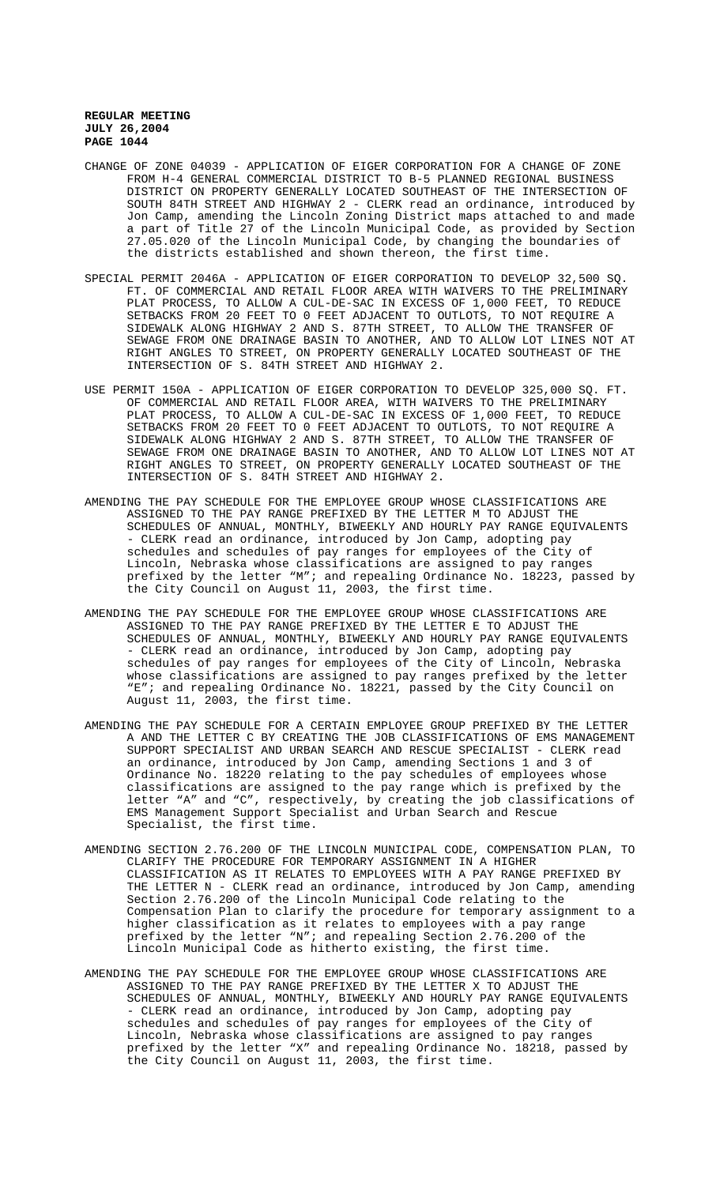CHANGE OF ZONE 04039 - APPLICATION OF EIGER CORPORATION FOR A CHANGE OF ZONE FROM H-4 GENERAL COMMERCIAL DISTRICT TO B-5 PLANNED REGIONAL BUSINESS DISTRICT ON PROPERTY GENERALLY LOCATED SOUTHEAST OF THE INTERSECTION OF SOUTH 84TH STREET AND HIGHWAY 2 - CLERK read an ordinance, introduced by Jon Camp, amending the Lincoln Zoning District maps attached to and made a part of Title 27 of the Lincoln Municipal Code, as provided by Section 27.05.020 of the Lincoln Municipal Code, by changing the boundaries of the districts established and shown thereon, the first time.

SPECIAL PERMIT 2046A - APPLICATION OF EIGER CORPORATION TO DEVELOP 32,500 SQ. FT. OF COMMERCIAL AND RETAIL FLOOR AREA WITH WAIVERS TO THE PRELIMINARY PLAT PROCESS, TO ALLOW A CUL-DE-SAC IN EXCESS OF 1,000 FEET, TO REDUCE SETBACKS FROM 20 FEET TO 0 FEET ADJACENT TO OUTLOTS, TO NOT REQUIRE A SIDEWALK ALONG HIGHWAY 2 AND S. 87TH STREET, TO ALLOW THE TRANSFER OF SEWAGE FROM ONE DRAINAGE BASIN TO ANOTHER, AND TO ALLOW LOT LINES NOT AT RIGHT ANGLES TO STREET, ON PROPERTY GENERALLY LOCATED SOUTHEAST OF THE INTERSECTION OF S. 84TH STREET AND HIGHWAY 2.

USE PERMIT 150A - APPLICATION OF EIGER CORPORATION TO DEVELOP 325,000 SQ. FT. OF COMMERCIAL AND RETAIL FLOOR AREA, WITH WAIVERS TO THE PRELIMINARY PLAT PROCESS, TO ALLOW A CUL-DE-SAC IN EXCESS OF 1,000 FEET, TO REDUCE SETBACKS FROM 20 FEET TO 0 FEET ADJACENT TO OUTLOTS, TO NOT REQUIRE A SIDEWALK ALONG HIGHWAY 2 AND S. 87TH STREET, TO ALLOW THE TRANSFER OF SEWAGE FROM ONE DRAINAGE BASIN TO ANOTHER, AND TO ALLOW LOT LINES NOT AT RIGHT ANGLES TO STREET, ON PROPERTY GENERALLY LOCATED SOUTHEAST OF THE INTERSECTION OF S. 84TH STREET AND HIGHWAY 2.

AMENDING THE PAY SCHEDULE FOR THE EMPLOYEE GROUP WHOSE CLASSIFICATIONS ARE ASSIGNED TO THE PAY RANGE PREFIXED BY THE LETTER M TO ADJUST THE SCHEDULES OF ANNUAL, MONTHLY, BIWEEKLY AND HOURLY PAY RANGE EQUIVALENTS - CLERK read an ordinance, introduced by Jon Camp, adopting pay schedules and schedules of pay ranges for employees of the City of Lincoln, Nebraska whose classifications are assigned to pay ranges prefixed by the letter "M"; and repealing Ordinance No. 18223, passed by the City Council on August 11, 2003, the first time.

AMENDING THE PAY SCHEDULE FOR THE EMPLOYEE GROUP WHOSE CLASSIFICATIONS ARE ASSIGNED TO THE PAY RANGE PREFIXED BY THE LETTER E TO ADJUST THE SCHEDULES OF ANNUAL, MONTHLY, BIWEEKLY AND HOURLY PAY RANGE EQUIVALENTS - CLERK read an ordinance, introduced by Jon Camp, adopting pay schedules of pay ranges for employees of the City of Lincoln, Nebraska whose classifications are assigned to pay ranges prefixed by the letter "E"; and repealing Ordinance No. 18221, passed by the City Council on August 11, 2003, the first time.

AMENDING THE PAY SCHEDULE FOR A CERTAIN EMPLOYEE GROUP PREFIXED BY THE LETTER A AND THE LETTER C BY CREATING THE JOB CLASSIFICATIONS OF EMS MANAGEMENT SUPPORT SPECIALIST AND URBAN SEARCH AND RESCUE SPECIALIST - CLERK read an ordinance, introduced by Jon Camp, amending Sections 1 and 3 of Ordinance No. 18220 relating to the pay schedules of employees whose classifications are assigned to the pay range which is prefixed by the letter "A" and "C", respectively, by creating the job classifications of EMS Management Support Specialist and Urban Search and Rescue Specialist, the first time.

AMENDING SECTION 2.76.200 OF THE LINCOLN MUNICIPAL CODE, COMPENSATION PLAN, TO CLARIFY THE PROCEDURE FOR TEMPORARY ASSIGNMENT IN A HIGHER CLASSIFICATION AS IT RELATES TO EMPLOYEES WITH A PAY RANGE PREFIXED BY THE LETTER N - CLERK read an ordinance, introduced by Jon Camp, amending Section 2.76.200 of the Lincoln Municipal Code relating to the Compensation Plan to clarify the procedure for temporary assignment to a higher classification as it relates to employees with a pay range prefixed by the letter "N"; and repealing Section 2.76.200 of the Lincoln Municipal Code as hitherto existing, the first time.

AMENDING THE PAY SCHEDULE FOR THE EMPLOYEE GROUP WHOSE CLASSIFICATIONS ARE ASSIGNED TO THE PAY RANGE PREFIXED BY THE LETTER X TO ADJUST THE SCHEDULES OF ANNUAL, MONTHLY, BIWEEKLY AND HOURLY PAY RANGE EQUIVALENTS - CLERK read an ordinance, introduced by Jon Camp, adopting pay schedules and schedules of pay ranges for employees of the City of Lincoln, Nebraska whose classifications are assigned to pay ranges prefixed by the letter "X" and repealing Ordinance No. 18218, passed by the City Council on August 11, 2003, the first time.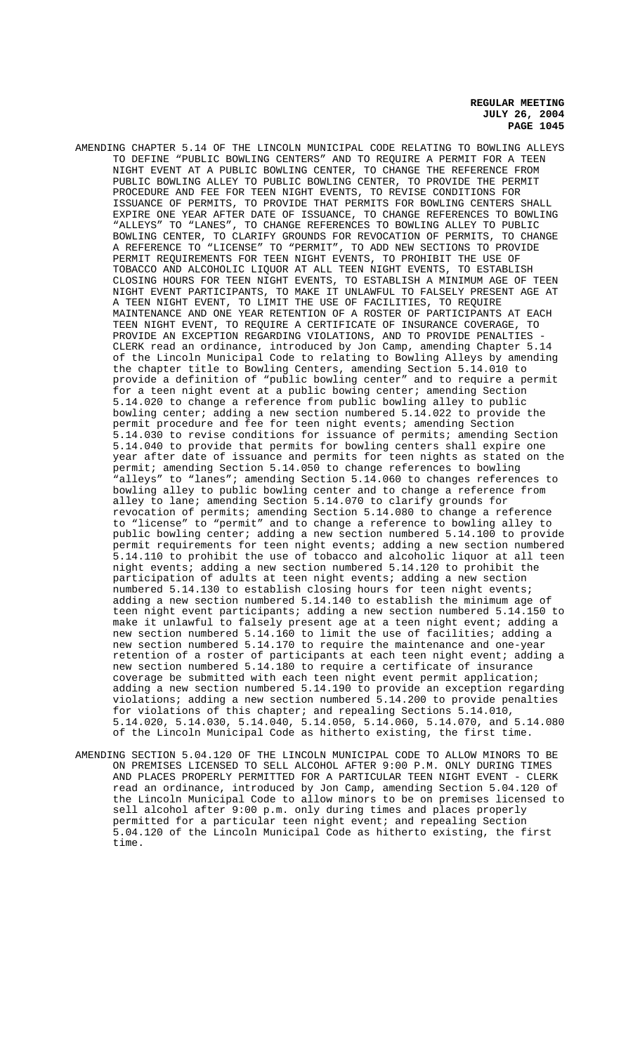AMENDING CHAPTER 5.14 OF THE LINCOLN MUNICIPAL CODE RELATING TO BOWLING ALLEYS TO DEFINE "PUBLIC BOWLING CENTERS" AND TO REQUIRE A PERMIT FOR A TEEN NIGHT EVENT AT A PUBLIC BOWLING CENTER, TO CHANGE THE REFERENCE FROM PUBLIC BOWLING ALLEY TO PUBLIC BOWLING CENTER, TO PROVIDE THE PERMIT PROCEDURE AND FEE FOR TEEN NIGHT EVENTS, TO REVISE CONDITIONS FOR ISSUANCE OF PERMITS, TO PROVIDE THAT PERMITS FOR BOWLING CENTERS SHALL EXPIRE ONE YEAR AFTER DATE OF ISSUANCE, TO CHANGE REFERENCES TO BOWLING "ALLEYS" TO "LANES", TO CHANGE REFERENCES TO BOWLING ALLEY TO PUBLIC BOWLING CENTER, TO CLARIFY GROUNDS FOR REVOCATION OF PERMITS, TO CHANGE A REFERENCE TO "LICENSE" TO "PERMIT", TO ADD NEW SECTIONS TO PROVIDE PERMIT REQUIREMENTS FOR TEEN NIGHT EVENTS, TO PROHIBIT THE USE OF TOBACCO AND ALCOHOLIC LIQUOR AT ALL TEEN NIGHT EVENTS, TO ESTABLISH CLOSING HOURS FOR TEEN NIGHT EVENTS, TO ESTABLISH A MINIMUM AGE OF TEEN NIGHT EVENT PARTICIPANTS, TO MAKE IT UNLAWFUL TO FALSELY PRESENT AGE AT A TEEN NIGHT EVENT, TO LIMIT THE USE OF FACILITIES, TO REQUIRE MAINTENANCE AND ONE YEAR RETENTION OF A ROSTER OF PARTICIPANTS AT EACH TEEN NIGHT EVENT, TO REQUIRE A CERTIFICATE OF INSURANCE COVERAGE, TO PROVIDE AN EXCEPTION REGARDING VIOLATIONS, AND TO PROVIDE PENALTIES - CLERK read an ordinance, introduced by Jon Camp, amending Chapter 5.14 of the Lincoln Municipal Code to relating to Bowling Alleys by amending the chapter title to Bowling Centers, amending Section 5.14.010 to provide a definition of "public bowling center" and to require a permit for a teen night event at a public bowing center; amending Section 5.14.020 to change a reference from public bowling alley to public bowling center; adding a new section numbered 5.14.022 to provide the permit procedure and fee for teen night events; amending Section 5.14.030 to revise conditions for issuance of permits; amending Section 5.14.040 to provide that permits for bowling centers shall expire one year after date of issuance and permits for teen nights as stated on the permit; amending Section 5.14.050 to change references to bowling "alleys" to "lanes"; amending Section 5.14.060 to changes references to bowling alley to public bowling center and to change a reference from alley to lane; amending Section 5.14.070 to clarify grounds for revocation of permits; amending Section 5.14.080 to change a reference to "license" to "permit" and to change a reference to bowling alley to public bowling center; adding a new section numbered 5.14.100 to provide permit requirements for teen night events; adding a new section numbered 5.14.110 to prohibit the use of tobacco and alcoholic liquor at all teen night events; adding a new section numbered 5.14.120 to prohibit the participation of adults at teen night events; adding a new section numbered 5.14.130 to establish closing hours for teen night events; adding a new section numbered 5.14.140 to establish the minimum age of teen night event participants; adding a new section numbered 5.14.150 to make it unlawful to falsely present age at a teen night event; adding a new section numbered 5.14.160 to limit the use of facilities; adding a new section numbered 5.14.170 to require the maintenance and one-year retention of a roster of participants at each teen night event; adding a new section numbered 5.14.180 to require a certificate of insurance coverage be submitted with each teen night event permit application; adding a new section numbered 5.14.190 to provide an exception regarding violations; adding a new section numbered 5.14.200 to provide penalties for violations of this chapter; and repealing Sections 5.14.010, 5.14.020, 5.14.030, 5.14.040, 5.14.050, 5.14.060, 5.14.070, and 5.14.080 of the Lincoln Municipal Code as hitherto existing, the first time.

AMENDING SECTION 5.04.120 OF THE LINCOLN MUNICIPAL CODE TO ALLOW MINORS TO BE ON PREMISES LICENSED TO SELL ALCOHOL AFTER 9:00 P.M. ONLY DURING TIMES AND PLACES PROPERLY PERMITTED FOR A PARTICULAR TEEN NIGHT EVENT - CLERK read an ordinance, introduced by Jon Camp, amending Section 5.04.120 of the Lincoln Municipal Code to allow minors to be on premises licensed to sell alcohol after 9:00 p.m. only during times and places properly permitted for a particular teen night event; and repealing Section 5.04.120 of the Lincoln Municipal Code as hitherto existing, the first time.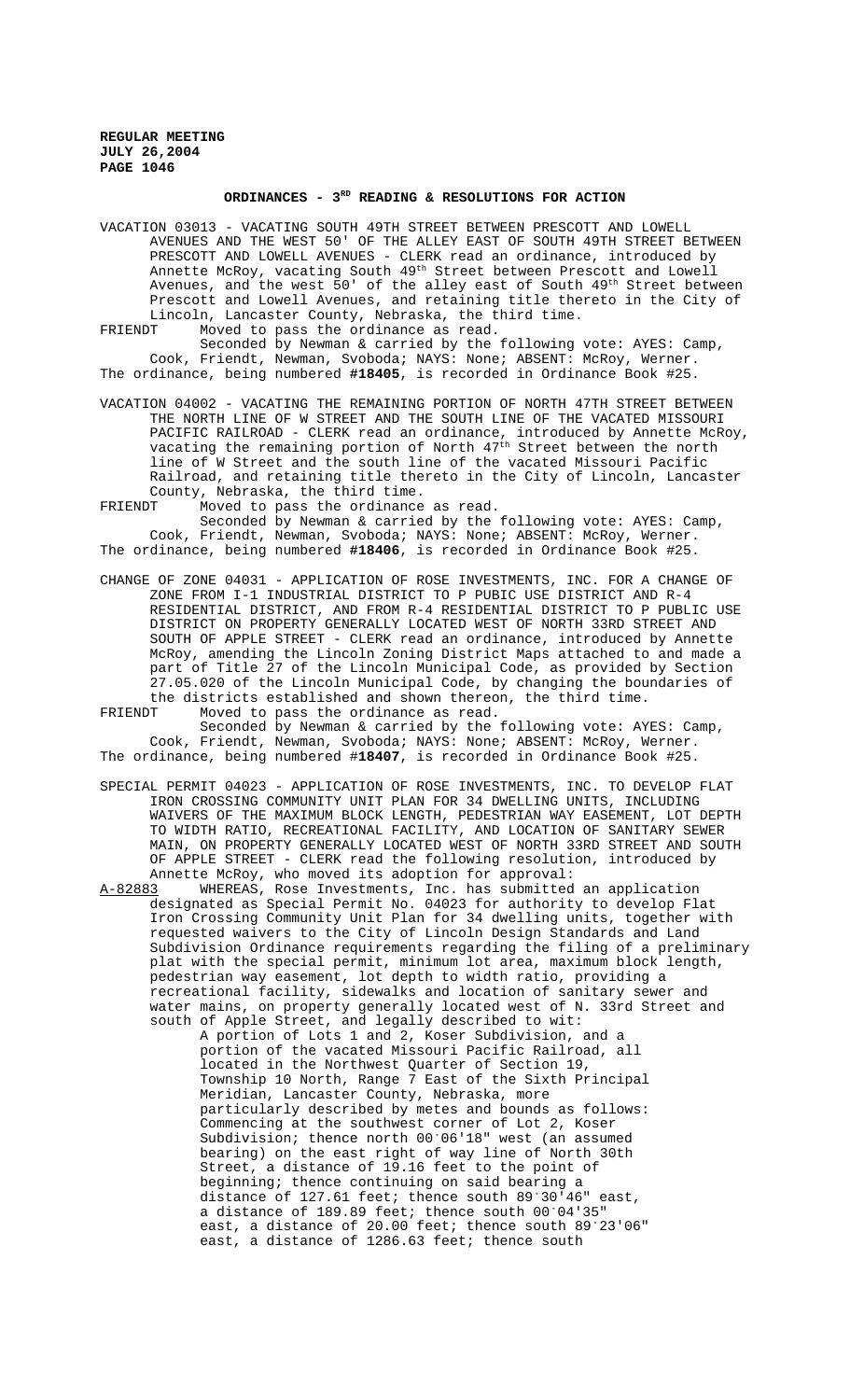**REGULAR MEETING**
**JULY 26,2004**
**PAGE 1046**

## ORDINANCES - 3[RD] READING & RESOLUTIONS FOR ACTION

VACATION 03013 - VACATING SOUTH 49TH STREET BETWEEN PRESCOTT AND LOWELL AVENUES AND THE WEST 50' OF THE ALLEY EAST OF SOUTH 49TH STREET BETWEEN PRESCOTT AND LOWELL AVENUES - CLERK read an ordinance, introduced by Annette McRoy, vacating South 49[th] Street between Prescott and Lowell Avenues, and the west 50' of the alley east of South 49[th] Street between Prescott and Lowell Avenues, and retaining title thereto in the City of Lincoln, Lancaster County, Nebraska, the third time.

FRIENDT Moved to pass the ordinance as read.

Seconded by Newman & carried by the following vote: AYES: Camp, Cook, Friendt, Newman, Svoboda; NAYS: None; ABSENT: McRoy, Werner.

The ordinance, being numbered **#18405**, is recorded in Ordinance Book #25.

VACATION 04002 - VACATING THE REMAINING PORTION OF NORTH 47TH STREET BETWEEN THE NORTH LINE OF W STREET AND THE SOUTH LINE OF THE VACATED MISSOURI PACIFIC RAILROAD - CLERK read an ordinance, introduced by Annette McRoy, vacating the remaining portion of North 47[th] Street between the north line of W Street and the south line of the vacated Missouri Pacific Railroad, and retaining title thereto in the City of Lincoln, Lancaster County, Nebraska, the third time.

FRIENDT Moved to pass the ordinance as read.

Seconded by Newman & carried by the following vote: AYES: Camp, Cook, Friendt, Newman, Svoboda; NAYS: None; ABSENT: McRoy, Werner.

The ordinance, being numbered **#18406**, is recorded in Ordinance Book #25.

CHANGE OF ZONE 04031 - APPLICATION OF ROSE INVESTMENTS, INC. FOR A CHANGE OF ZONE FROM I-1 INDUSTRIAL DISTRICT TO P PUBIC USE DISTRICT AND R-4 RESIDENTIAL DISTRICT, AND FROM R-4 RESIDENTIAL DISTRICT TO P PUBLIC USE DISTRICT ON PROPERTY GENERALLY LOCATED WEST OF NORTH 33RD STREET AND SOUTH OF APPLE STREET - CLERK read an ordinance, introduced by Annette McRoy, amending the Lincoln Zoning District Maps attached to and made a part of Title 27 of the Lincoln Municipal Code, as provided by Section 27.05.020 of the Lincoln Municipal Code, by changing the boundaries of the districts established and shown thereon, the third time.

FRIENDT Moved to pass the ordinance as read.

Seconded by Newman & carried by the following vote: AYES: Camp, Cook, Friendt, Newman, Svoboda; NAYS: None; ABSENT: McRoy, Werner.

The ordinance, being numbered #**18407**, is recorded in Ordinance Book #25.

SPECIAL PERMIT 04023 - APPLICATION OF ROSE INVESTMENTS, INC. TO DEVELOP FLAT IRON CROSSING COMMUNITY UNIT PLAN FOR 34 DWELLING UNITS, INCLUDING WAIVERS OF THE MAXIMUM BLOCK LENGTH, PEDESTRIAN WAY EASEMENT, LOT DEPTH TO WIDTH RATIO, RECREATIONAL FACILITY, AND LOCATION OF SANITARY SEWER MAIN, ON PROPERTY GENERALLY LOCATED WEST OF NORTH 33RD STREET AND SOUTH OF APPLE STREET - CLERK read the following resolution, introduced by Annette McRoy, who moved its adoption for approval:

A-82883 WHEREAS, Rose Investments, Inc. has submitted an application designated as Special Permit No. 04023 for authority to develop Flat Iron Crossing Community Unit Plan for 34 dwelling units, together with requested waivers to the City of Lincoln Design Standards and Land Subdivision Ordinance requirements regarding the filing of a preliminary plat with the special permit, minimum lot area, maximum block length, pedestrian way easement, lot depth to width ratio, providing a recreational facility, sidewalks and location of sanitary sewer and water mains, on property generally located west of N. 33rd Street and south of Apple Street, and legally described to wit:

A portion of Lots 1 and 2, Koser Subdivision, and a portion of the vacated Missouri Pacific Railroad, all located in the Northwest Quarter of Section 19, Township 10 North, Range 7 East of the Sixth Principal Meridian, Lancaster County, Nebraska, more particularly described by metes and bounds as follows: Commencing at the southwest corner of Lot 2, Koser Subdivision; thence north 00°06'18" west (an assumed bearing) on the east right of way line of North 30th Street, a distance of 19.16 feet to the point of beginning; thence continuing on said bearing a distance of 127.61 feet; thence south 89°30'46" east, a distance of 189.89 feet; thence south 00°04'35" east, a distance of 20.00 feet; thence south 89°23'06" east, a distance of 1286.63 feet; thence south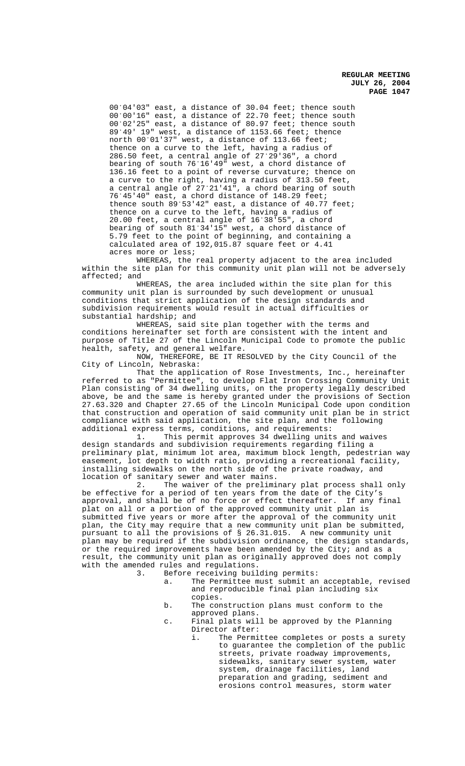00°04'03" east, a distance of 30.04 feet; thence south 00°00'16" east, a distance of 22.70 feet; thence south 00°02'25" east, a distance of 80.97 feet; thence south 89°49' 19" west, a distance of 1153.66 feet; thence north 00°01'37" west, a distance of 113.66 feet; thence on a curve to the left, having a radius of 286.50 feet, a central angle of 27°29'36", a chord bearing of south 76°16'49" west, a chord distance of 136.16 feet to a point of reverse curvature; thence on a curve to the right, having a radius of 313.50 feet, a central angle of 27°21'41", a chord bearing of south 76°45'40" east, a chord distance of 148.29 feet; thence south 89°53'42" east, a distance of 40.77 feet; thence on a curve to the left, having a radius of 20.00 feet, a central angle of 16°38'55", a chord bearing of south 81°34'15" west, a chord distance of 5.79 feet to the point of beginning, and containing a calculated area of 192,015.87 square feet or 4.41 acres more or less;

WHEREAS, the real property adjacent to the area included within the site plan for this community unit plan will not be adversely affected; and

WHEREAS, the area included within the site plan for this community unit plan is surrounded by such development or unusual conditions that strict application of the design standards and subdivision requirements would result in actual difficulties or substantial hardship; and

WHEREAS, said site plan together with the terms and conditions hereinafter set forth are consistent with the intent and purpose of Title 27 of the Lincoln Municipal Code to promote the public health, safety, and general welfare.

NOW, THEREFORE, BE IT RESOLVED by the City Council of the City of Lincoln, Nebraska:

That the application of Rose Investments, Inc., hereinafter referred to as "Permittee", to develop Flat Iron Crossing Community Unit Plan consisting of 34 dwelling units, on the property legally described above, be and the same is hereby granted under the provisions of Section 27.63.320 and Chapter 27.65 of the Lincoln Municipal Code upon condition that construction and operation of said community unit plan be in strict compliance with said application, the site plan, and the following additional express terms, conditions, and requirements:

1. This permit approves 34 dwelling units and waives design standards and subdivision requirements regarding filing a preliminary plat, minimum lot area, maximum block length, pedestrian way easement, lot depth to width ratio, providing a recreational facility, installing sidewalks on the north side of the private roadway, and location of sanitary sewer and water mains.

2. The waiver of the preliminary plat process shall only be effective for a period of ten years from the date of the City's approval, and shall be of no force or effect thereafter. If any final plat on all or a portion of the approved community unit plan is submitted five years or more after the approval of the community unit plan, the City may require that a new community unit plan be submitted, pursuant to all the provisions of § 26.31.015. A new community unit plan may be required if the subdivision ordinance, the design standards, or the required improvements have been amended by the City; and as a result, the community unit plan as originally approved does not comply with the amended rules and regulations.

3. Before receiving building permits:

   a. The Permittee must submit an acceptable, revised and reproducible final plan including six copies.

   b. The construction plans must conform to the approved plans.

   c. Final plats will be approved by the Planning Director after:

      i. The Permittee completes or posts a surety to guarantee the completion of the public streets, private roadway improvements, sidewalks, sanitary sewer system, water system, drainage facilities, land preparation and grading, sediment and erosions control measures, storm water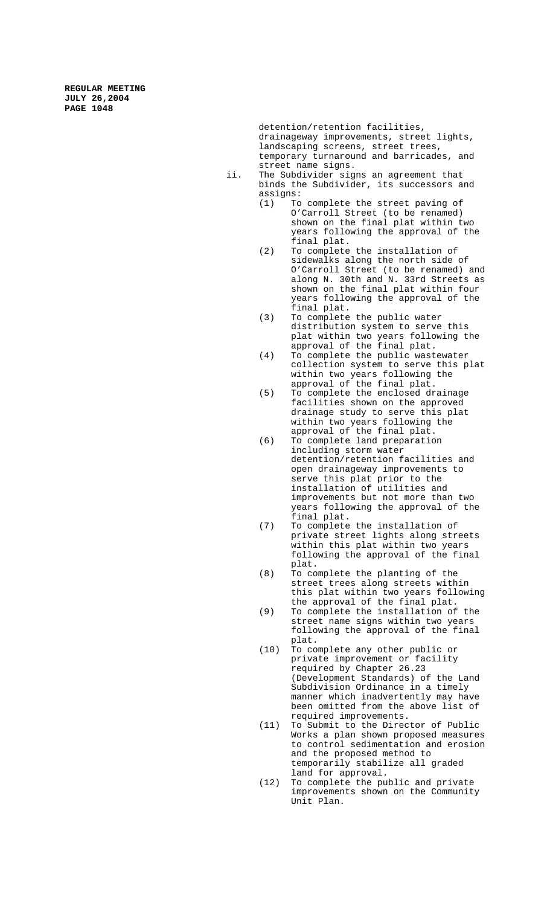detention/retention facilities, drainageway improvements, street lights, landscaping screens, street trees, temporary turnaround and barricades, and street name signs.

ii. The Subdivider signs an agreement that binds the Subdivider, its successors and assigns:

(1) To complete the street paving of O'Carroll Street (to be renamed) shown on the final plat within two years following the approval of the final plat.

(2) To complete the installation of sidewalks along the north side of O'Carroll Street (to be renamed) and along N. 30th and N. 33rd Streets as shown on the final plat within four years following the approval of the final plat.

(3) To complete the public water distribution system to serve this plat within two years following the approval of the final plat.

(4) To complete the public wastewater collection system to serve this plat within two years following the approval of the final plat.

(5) To complete the enclosed drainage facilities shown on the approved drainage study to serve this plat within two years following the approval of the final plat.

(6) To complete land preparation including storm water detention/retention facilities and open drainageway improvements to serve this plat prior to the installation of utilities and improvements but not more than two years following the approval of the final plat.

(7) To complete the installation of private street lights along streets within this plat within two years following the approval of the final plat.

(8) To complete the planting of the street trees along streets within this plat within two years following the approval of the final plat.

(9) To complete the installation of the street name signs within two years following the approval of the final plat.

(10) To complete any other public or private improvement or facility required by Chapter 26.23 (Development Standards) of the Land Subdivision Ordinance in a timely manner which inadvertently may have been omitted from the above list of required improvements.

(11) To Submit to the Director of Public Works a plan shown proposed measures to control sedimentation and erosion and the proposed method to temporarily stabilize all graded land for approval.

(12) To complete the public and private improvements shown on the Community Unit Plan.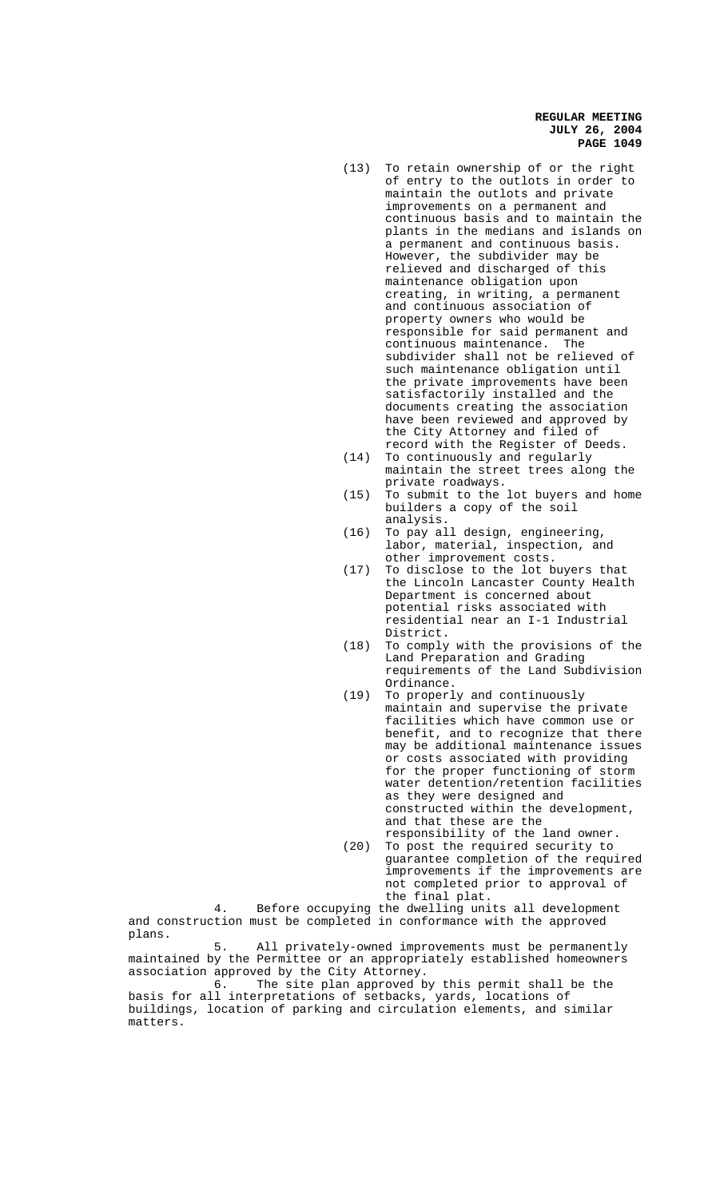(13) To retain ownership of or the right of entry to the outlots in order to maintain the outlots and private improvements on a permanent and continuous basis and to maintain the plants in the medians and islands on a permanent and continuous basis. However, the subdivider may be relieved and discharged of this maintenance obligation upon creating, in writing, a permanent and continuous association of property owners who would be responsible for said permanent and continuous maintenance. The subdivider shall not be relieved of such maintenance obligation until the private improvements have been satisfactorily installed and the documents creating the association have been reviewed and approved by the City Attorney and filed of record with the Register of Deeds.

(14) To continuously and regularly maintain the street trees along the private roadways.

(15) To submit to the lot buyers and home builders a copy of the soil analysis.

(16) To pay all design, engineering, labor, material, inspection, and other improvement costs.

(17) To disclose to the lot buyers that the Lincoln Lancaster County Health Department is concerned about potential risks associated with residential near an I-1 Industrial District.

(18) To comply with the provisions of the Land Preparation and Grading requirements of the Land Subdivision Ordinance.

(19) To properly and continuously maintain and supervise the private facilities which have common use or benefit, and to recognize that there may be additional maintenance issues or costs associated with providing for the proper functioning of storm water detention/retention facilities as they were designed and constructed within the development, and that these are the responsibility of the land owner.

(20) To post the required security to guarantee completion of the required improvements if the improvements are not completed prior to approval of the final plat.

4. Before occupying the dwelling units all development and construction must be completed in conformance with the approved plans.

5. All privately-owned improvements must be permanently maintained by the Permittee or an appropriately established homeowners association approved by the City Attorney.

6. The site plan approved by this permit shall be the basis for all interpretations of setbacks, yards, locations of buildings, location of parking and circulation elements, and similar matters.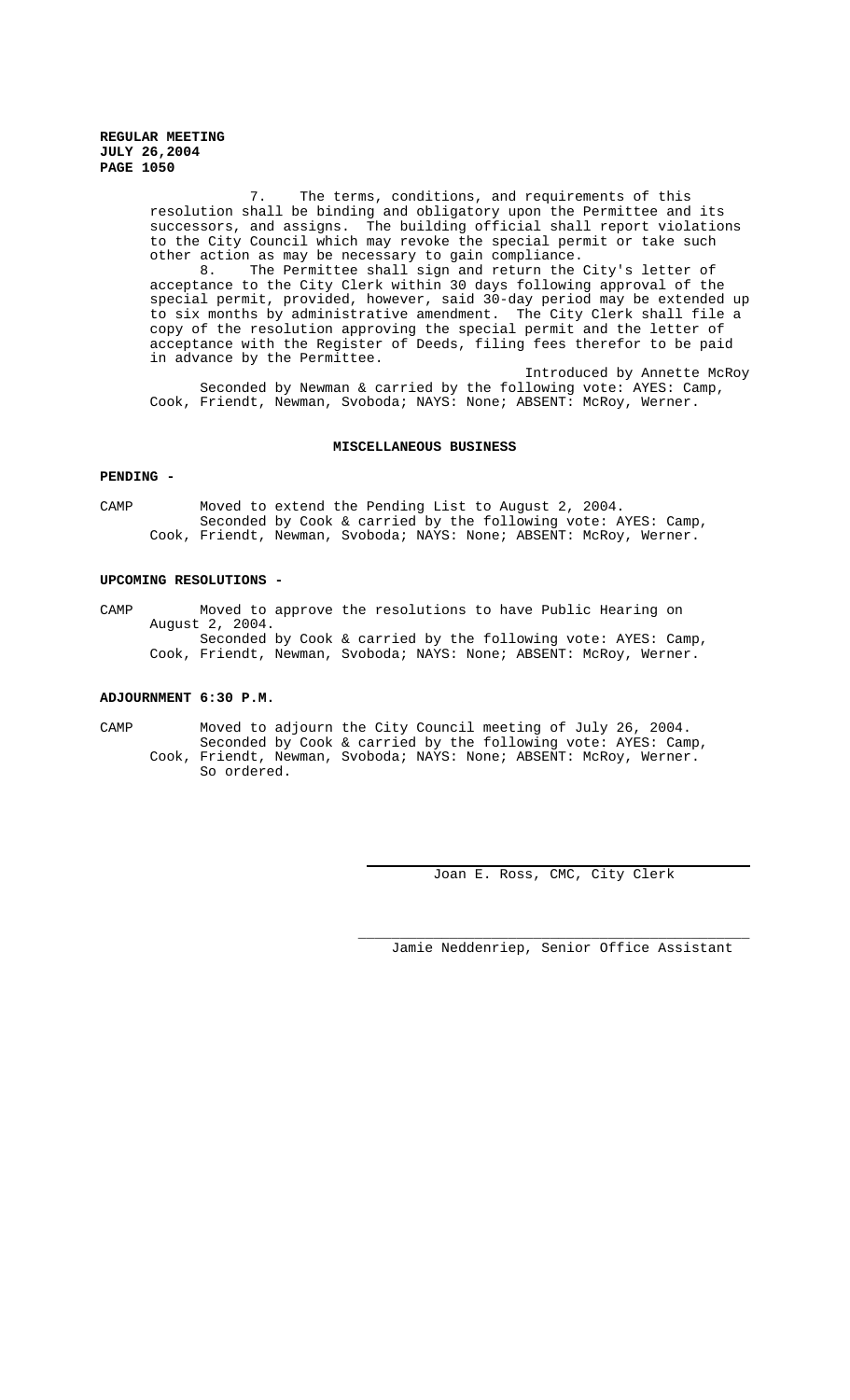7. The terms, conditions, and requirements of this resolution shall be binding and obligatory upon the Permittee and its successors, and assigns. The building official shall report violations to the City Council which may revoke the special permit or take such other action as may be necessary to gain compliance.

8. The Permittee shall sign and return the City's letter of acceptance to the City Clerk within 30 days following approval of the special permit, provided, however, said 30-day period may be extended up to six months by administrative amendment. The City Clerk shall file a copy of the resolution approving the special permit and the letter of acceptance with the Register of Deeds, filing fees therefor to be paid in advance by the Permittee.

Introduced by Annette McRoy

Seconded by Newman & carried by the following vote: AYES: Camp, Cook, Friendt, Newman, Svoboda; NAYS: None; ABSENT: McRoy, Werner.

## MISCELLANEOUS BUSINESS

**PENDING -**

CAMP Moved to extend the Pending List to August 2, 2004.
Seconded by Cook & carried by the following vote: AYES: Camp, Cook, Friendt, Newman, Svoboda; NAYS: None; ABSENT: McRoy, Werner.

**UPCOMING RESOLUTIONS -**

CAMP Moved to approve the resolutions to have Public Hearing on August 2, 2004.
Seconded by Cook & carried by the following vote: AYES: Camp, Cook, Friendt, Newman, Svoboda; NAYS: None; ABSENT: McRoy, Werner.

**ADJOURNMENT 6:30 P.M.**

CAMP Moved to adjourn the City Council meeting of July 26, 2004.
Seconded by Cook & carried by the following vote: AYES: Camp, Cook, Friendt, Newman, Svoboda; NAYS: None; ABSENT: McRoy, Werner.
So ordered.

Joan E. Ross, CMC, City Clerk

Jamie Neddenriep, Senior Office Assistant